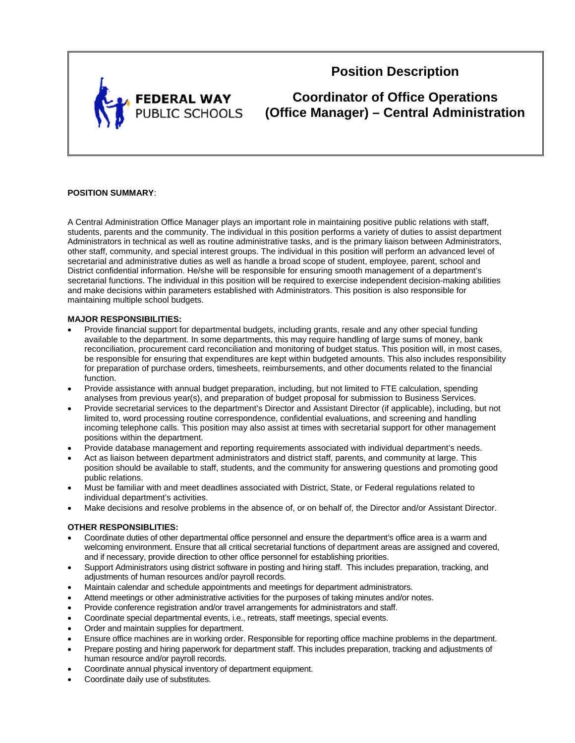FEDERAL WAY PUBLIC SCHOOLS

# Position Description

# Coordinator of Office Operations (Office Manager) – Central Administration

**POSITION SUMMARY**:

A Central Administration Office Manager plays an important role in maintaining positive public relations with staff, students, parents and the community. The individual in this position performs a variety of duties to assist department Administrators in technical as well as routine administrative tasks, and is the primary liaison between Administrators, other staff, community, and special interest groups. The individual in this position will perform an advanced level of secretarial and administrative duties as well as handle a broad scope of student, employee, parent, school and District confidential information. He/she will be responsible for ensuring smooth management of a department's secretarial functions. The individual in this position will be required to exercise independent decision-making abilities and make decisions within parameters established with Administrators. This position is also responsible for maintaining multiple school budgets.

**MAJOR RESPONSIBILITIES:**

- Provide financial support for departmental budgets, including grants, resale and any other special funding available to the department. In some departments, this may require handling of large sums of money, bank reconciliation, procurement card reconciliation and monitoring of budget status. This position will, in most cases, be responsible for ensuring that expenditures are kept within budgeted amounts. This also includes responsibility for preparation of purchase orders, timesheets, reimbursements, and other documents related to the financial function.
- Provide assistance with annual budget preparation, including, but not limited to FTE calculation, spending analyses from previous year(s), and preparation of budget proposal for submission to Business Services.
- Provide secretarial services to the department's Director and Assistant Director (if applicable), including, but not limited to, word processing routine correspondence, confidential evaluations, and screening and handling incoming telephone calls. This position may also assist at times with secretarial support for other management positions within the department.
- Provide database management and reporting requirements associated with individual department's needs.
- Act as liaison between department administrators and district staff, parents, and community at large. This position should be available to staff, students, and the community for answering questions and promoting good public relations.
- Must be familiar with and meet deadlines associated with District, State, or Federal regulations related to individual department's activities.
- Make decisions and resolve problems in the absence of, or on behalf of, the Director and/or Assistant Director.

**OTHER RESPONSIBLITIES:**

- Coordinate duties of other departmental office personnel and ensure the department's office area is a warm and welcoming environment. Ensure that all critical secretarial functions of department areas are assigned and covered, and if necessary, provide direction to other office personnel for establishing priorities.
- Support Administrators using district software in posting and hiring staff. This includes preparation, tracking, and adjustments of human resources and/or payroll records.
- Maintain calendar and schedule appointments and meetings for department administrators.
- Attend meetings or other administrative activities for the purposes of taking minutes and/or notes.
- Provide conference registration and/or travel arrangements for administrators and staff.
- Coordinate special departmental events, i.e., retreats, staff meetings, special events.
- Order and maintain supplies for department.
- Ensure office machines are in working order. Responsible for reporting office machine problems in the department.
- Prepare posting and hiring paperwork for department staff. This includes preparation, tracking and adjustments of human resource and/or payroll records.
- Coordinate annual physical inventory of department equipment.
- Coordinate daily use of substitutes.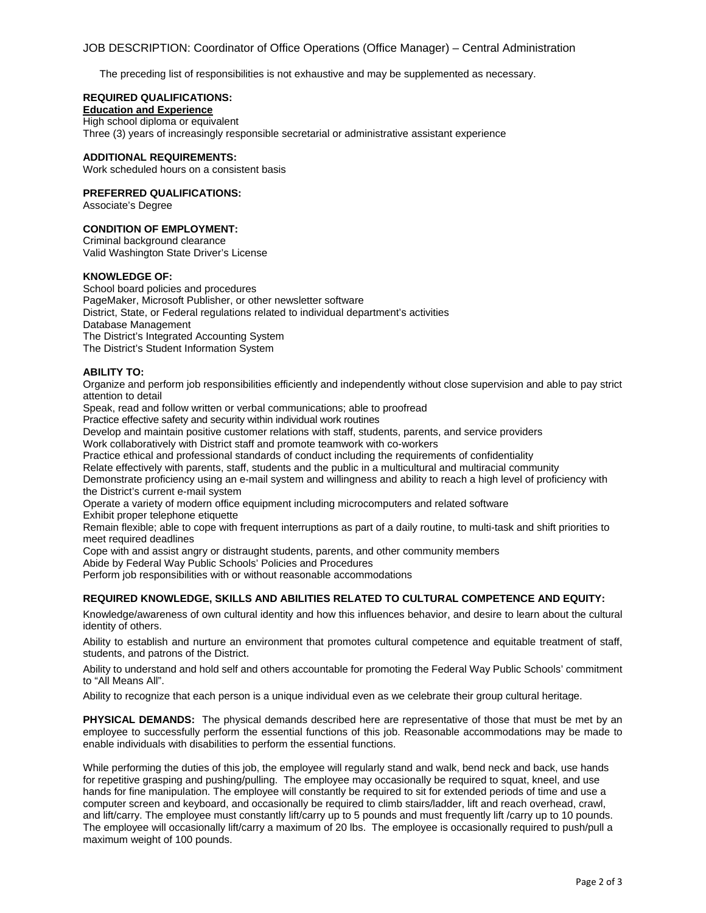The preceding list of responsibilities is not exhaustive and may be supplemented as necessary.

**REQUIRED QUALIFICATIONS:**

**Education and Experience**

High school diploma or equivalent
Three (3) years of increasingly responsible secretarial or administrative assistant experience

**ADDITIONAL REQUIREMENTS:**

Work scheduled hours on a consistent basis

**PREFERRED QUALIFICATIONS:**

Associate's Degree

**CONDITION OF EMPLOYMENT:**

Criminal background clearance
Valid Washington State Driver's License

**KNOWLEDGE OF:**

School board policies and procedures
PageMaker, Microsoft Publisher, or other newsletter software
District, State, or Federal regulations related to individual department's activities
Database Management
The District's Integrated Accounting System
The District's Student Information System

**ABILITY TO:**

Organize and perform job responsibilities efficiently and independently without close supervision and able to pay strict attention to detail
Speak, read and follow written or verbal communications; able to proofread
Practice effective safety and security within individual work routines
Develop and maintain positive customer relations with staff, students, parents, and service providers
Work collaboratively with District staff and promote teamwork with co-workers
Practice ethical and professional standards of conduct including the requirements of confidentiality
Relate effectively with parents, staff, students and the public in a multicultural and multiracial community
Demonstrate proficiency using an e-mail system and willingness and ability to reach a high level of proficiency with the District's current e-mail system
Operate a variety of modern office equipment including microcomputers and related software
Exhibit proper telephone etiquette
Remain flexible; able to cope with frequent interruptions as part of a daily routine, to multi-task and shift priorities to meet required deadlines
Cope with and assist angry or distraught students, parents, and other community members
Abide by Federal Way Public Schools' Policies and Procedures
Perform job responsibilities with or without reasonable accommodations

**REQUIRED KNOWLEDGE, SKILLS AND ABILITIES RELATED TO CULTURAL COMPETENCE AND EQUITY:**

Knowledge/awareness of own cultural identity and how this influences behavior, and desire to learn about the cultural identity of others.

Ability to establish and nurture an environment that promotes cultural competence and equitable treatment of staff, students, and patrons of the District.

Ability to understand and hold self and others accountable for promoting the Federal Way Public Schools' commitment to "All Means All".

Ability to recognize that each person is a unique individual even as we celebrate their group cultural heritage.

**PHYSICAL DEMANDS:** The physical demands described here are representative of those that must be met by an employee to successfully perform the essential functions of this job. Reasonable accommodations may be made to enable individuals with disabilities to perform the essential functions.

While performing the duties of this job, the employee will regularly stand and walk, bend neck and back, use hands for repetitive grasping and pushing/pulling. The employee may occasionally be required to squat, kneel, and use hands for fine manipulation. The employee will constantly be required to sit for extended periods of time and use a computer screen and keyboard, and occasionally be required to climb stairs/ladder, lift and reach overhead, crawl, and lift/carry. The employee must constantly lift/carry up to 5 pounds and must frequently lift /carry up to 10 pounds. The employee will occasionally lift/carry a maximum of 20 lbs. The employee is occasionally required to push/pull a maximum weight of 100 pounds.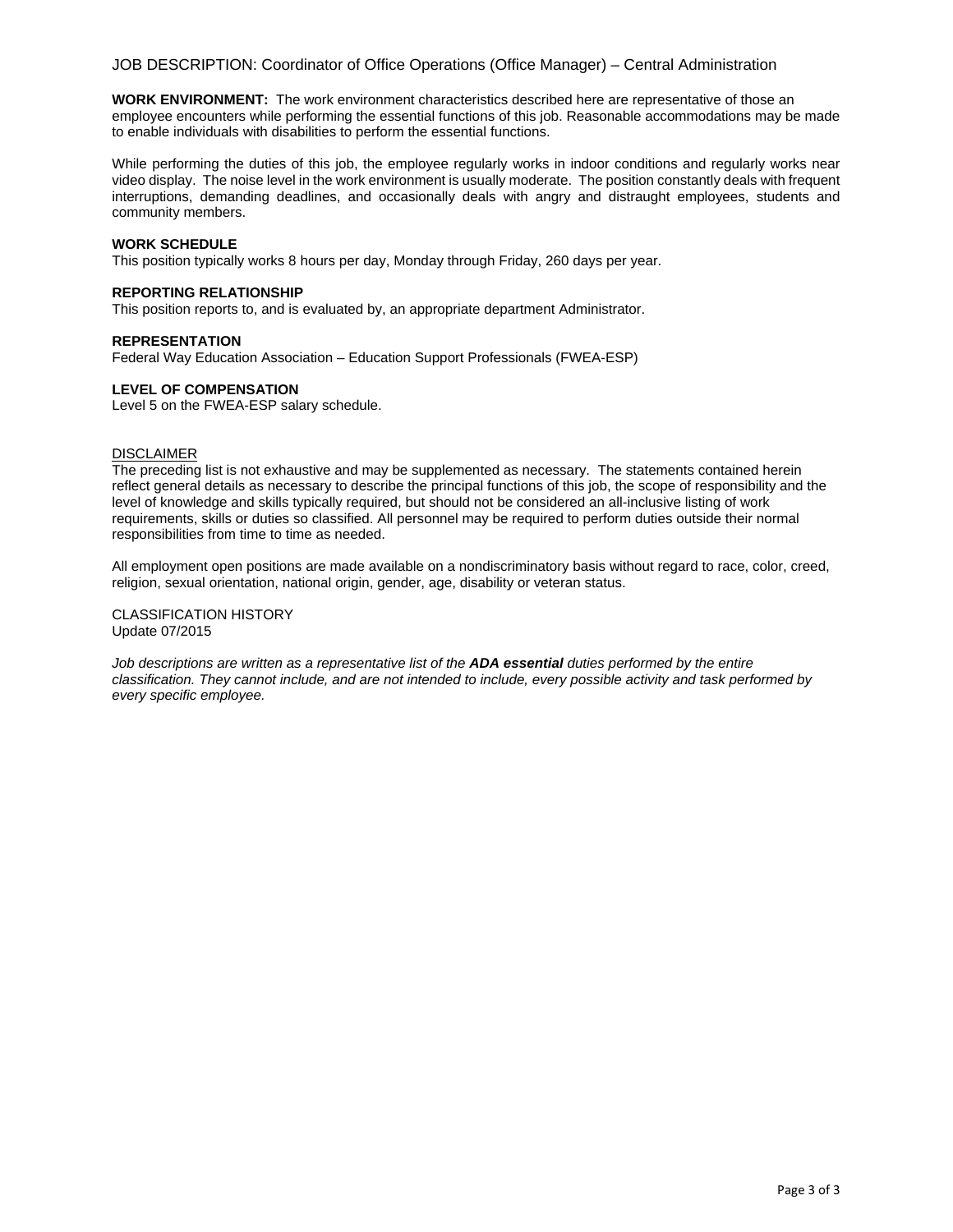JOB DESCRIPTION: Coordinator of Office Operations (Office Manager) – Central Administration

**WORK ENVIRONMENT:** The work environment characteristics described here are representative of those an employee encounters while performing the essential functions of this job. Reasonable accommodations may be made to enable individuals with disabilities to perform the essential functions.

While performing the duties of this job, the employee regularly works in indoor conditions and regularly works near video display. The noise level in the work environment is usually moderate. The position constantly deals with frequent interruptions, demanding deadlines, and occasionally deals with angry and distraught employees, students and community members.

**WORK SCHEDULE**
This position typically works 8 hours per day, Monday through Friday, 260 days per year.

**REPORTING RELATIONSHIP**
This position reports to, and is evaluated by, an appropriate department Administrator.

**REPRESENTATION**
Federal Way Education Association – Education Support Professionals (FWEA-ESP)

**LEVEL OF COMPENSATION**
Level 5 on the FWEA-ESP salary schedule.

DISCLAIMER
The preceding list is not exhaustive and may be supplemented as necessary. The statements contained herein reflect general details as necessary to describe the principal functions of this job, the scope of responsibility and the level of knowledge and skills typically required, but should not be considered an all-inclusive listing of work requirements, skills or duties so classified. All personnel may be required to perform duties outside their normal responsibilities from time to time as needed.

All employment open positions are made available on a nondiscriminatory basis without regard to race, color, creed, religion, sexual orientation, national origin, gender, age, disability or veteran status.

CLASSIFICATION HISTORY
Update 07/2015

*Job descriptions are written as a representative list of the **ADA essential** duties performed by the entire classification. They cannot include, and are not intended to include, every possible activity and task performed by every specific employee.*